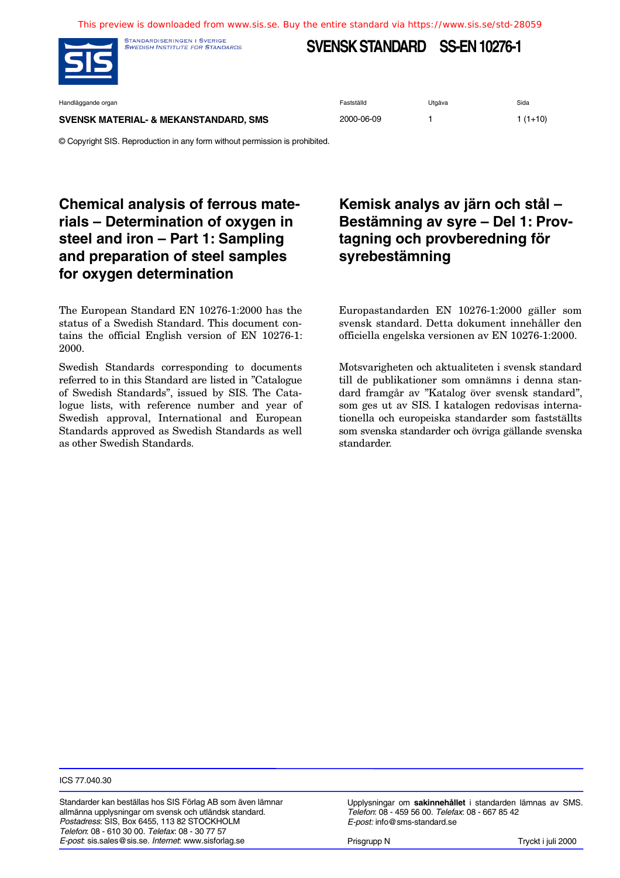This preview is downloaded from www.sis.se. Buy the entire standard via https://www.sis.se/std-28059

STANDARDISERINGEN I SVERIGE
SWEDISH INSTITUTE FOR STANDARDS

# SVENSK STANDARD SS-EN 10276-1

| Handläggande organ | Fastställd | Utgåva | Sida |
|---|---|---|---|
| **SVENSK MATERIAL- & MEKANSTANDARD, SMS** | 2000-06-09 | 1 | 1 (1+10) |

© Copyright SIS. Reproduction in any form without permission is prohibited.

## Chemical analysis of ferrous materials – Determination of oxygen in steel and iron – Part 1: Sampling and preparation of steel samples for oxygen determination

## Kemisk analys av järn och stål – Bestämning av syre – Del 1: Provtagning och provberedning för syrebestämning

The European Standard EN 10276-1:2000 has the status of a Swedish Standard. This document contains the official English version of EN 10276-1: 2000.

Swedish Standards corresponding to documents referred to in this Standard are listed in "Catalogue of Swedish Standards", issued by SIS. The Catalogue lists, with reference number and year of Swedish approval, International and European Standards approved as Swedish Standards as well as other Swedish Standards.

Europastandarden EN 10276-1:2000 gäller som svensk standard. Detta dokument innehåller den officiella engelska versionen av EN 10276-1:2000.

Motsvarigheten och aktualiteten i svensk standard till de publikationer som omnämns i denna standard framgår av "Katalog över svensk standard", som ges ut av SIS. I katalogen redovisas internationella och europeiska standarder som fastställts som svenska standarder och övriga gällande svenska standarder.

ICS 77.040.30

Standarder kan beställas hos SIS Förlag AB som även lämnar allmänna upplysningar om svensk och utländsk standard.
*Postadress*: SIS, Box 6455, 113 82 STOCKHOLM
*Telefon*: 08 - 610 30 00. *Telefax*: 08 - 30 77 57
*E-post*: sis.sales@sis.se. *Internet*: www.sisforlag.se

Upplysningar om **sakinnehållet** i standarden lämnas av SMS.
*Telefon*: 08 - 459 56 00. *Telefax*: 08 - 667 85 42
*E-post:* info@sms-standard.se

Prisgrupp N

Tryckt i juli 2000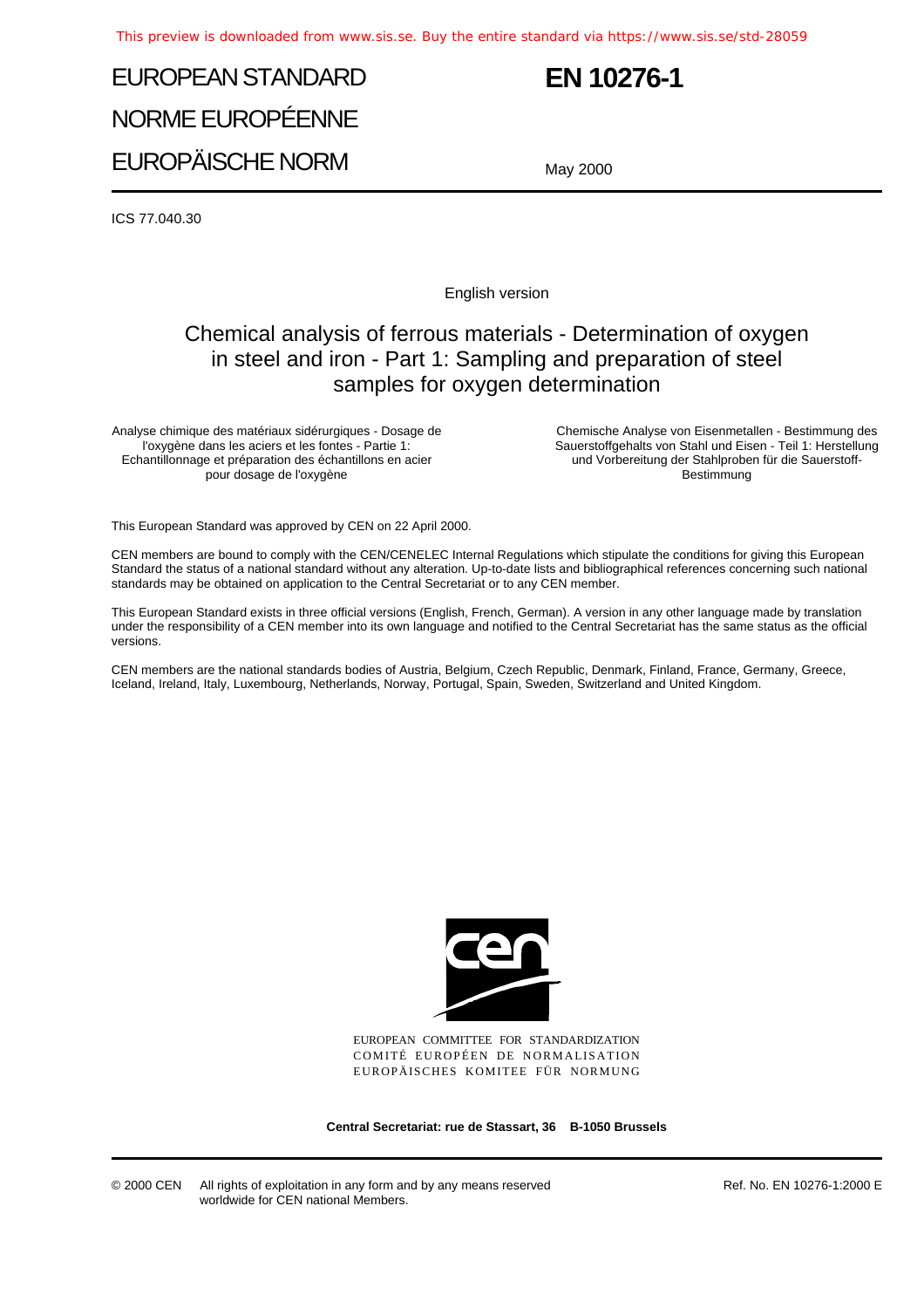# EUROPEAN STANDARD
# NORME EUROPÉENNE
# EUROPÄISCHE NORM

# EN 10276-1

May 2000

ICS 77.040.30

English version

## Chemical analysis of ferrous materials - Determination of oxygen in steel and iron - Part 1: Sampling and preparation of steel samples for oxygen determination

Analyse chimique des matériaux sidérurgiques - Dosage de l'oxygène dans les aciers et les fontes - Partie 1: Echantillonnage et préparation des échantillons en acier pour dosage de l'oxygène

Chemische Analyse von Eisenmetallen - Bestimmung des Sauerstoffgehalts von Stahl und Eisen - Teil 1: Herstellung und Vorbereitung der Stahlproben für die Sauerstoff-Bestimmung

This European Standard was approved by CEN on 22 April 2000.

CEN members are bound to comply with the CEN/CENELEC Internal Regulations which stipulate the conditions for giving this European Standard the status of a national standard without any alteration. Up-to-date lists and bibliographical references concerning such national standards may be obtained on application to the Central Secretariat or to any CEN member.

This European Standard exists in three official versions (English, French, German). A version in any other language made by translation under the responsibility of a CEN member into its own language and notified to the Central Secretariat has the same status as the official versions.

CEN members are the national standards bodies of Austria, Belgium, Czech Republic, Denmark, Finland, France, Germany, Greece, Iceland, Ireland, Italy, Luxembourg, Netherlands, Norway, Portugal, Spain, Sweden, Switzerland and United Kingdom.

EUROPEAN COMMITTEE FOR STANDARDIZATION
COMITÉ EUROPÉEN DE NORMALISATION
EUROPÄISCHES KOMITEE FÜR NORMUNG

**Central Secretariat: rue de Stassart, 36 B-1050 Brussels**

© 2000 CEN All rights of exploitation in any form and by any means reserved worldwide for CEN national Members.

Ref. No. EN 10276-1:2000 E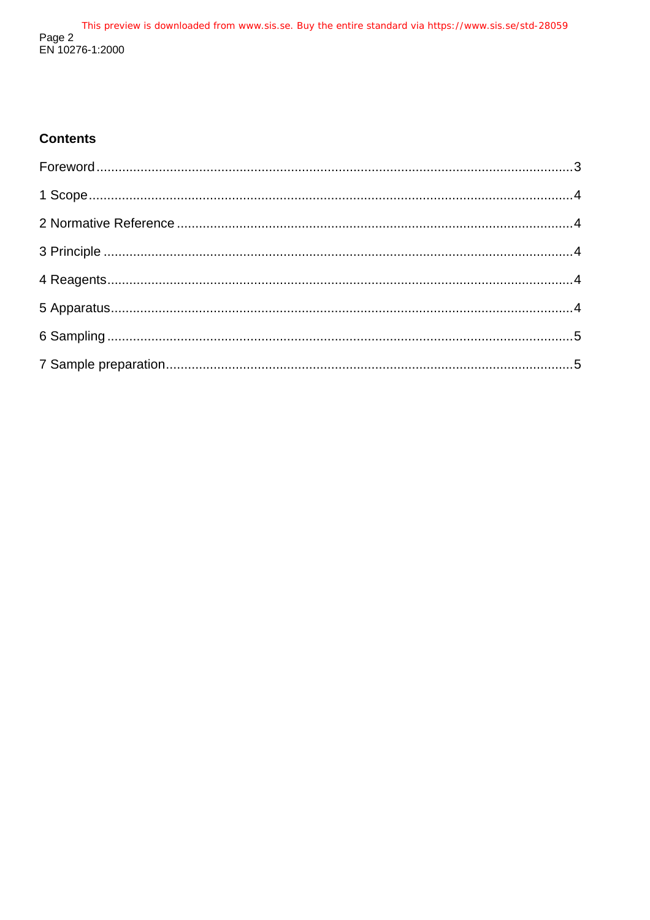## Contents

Foreword ..........3

1 Scope ..........4

2 Normative Reference ..........4

3 Principle ..........4

4 Reagents ..........4

5 Apparatus ..........4

6 Sampling ..........5

7 Sample preparation ..........5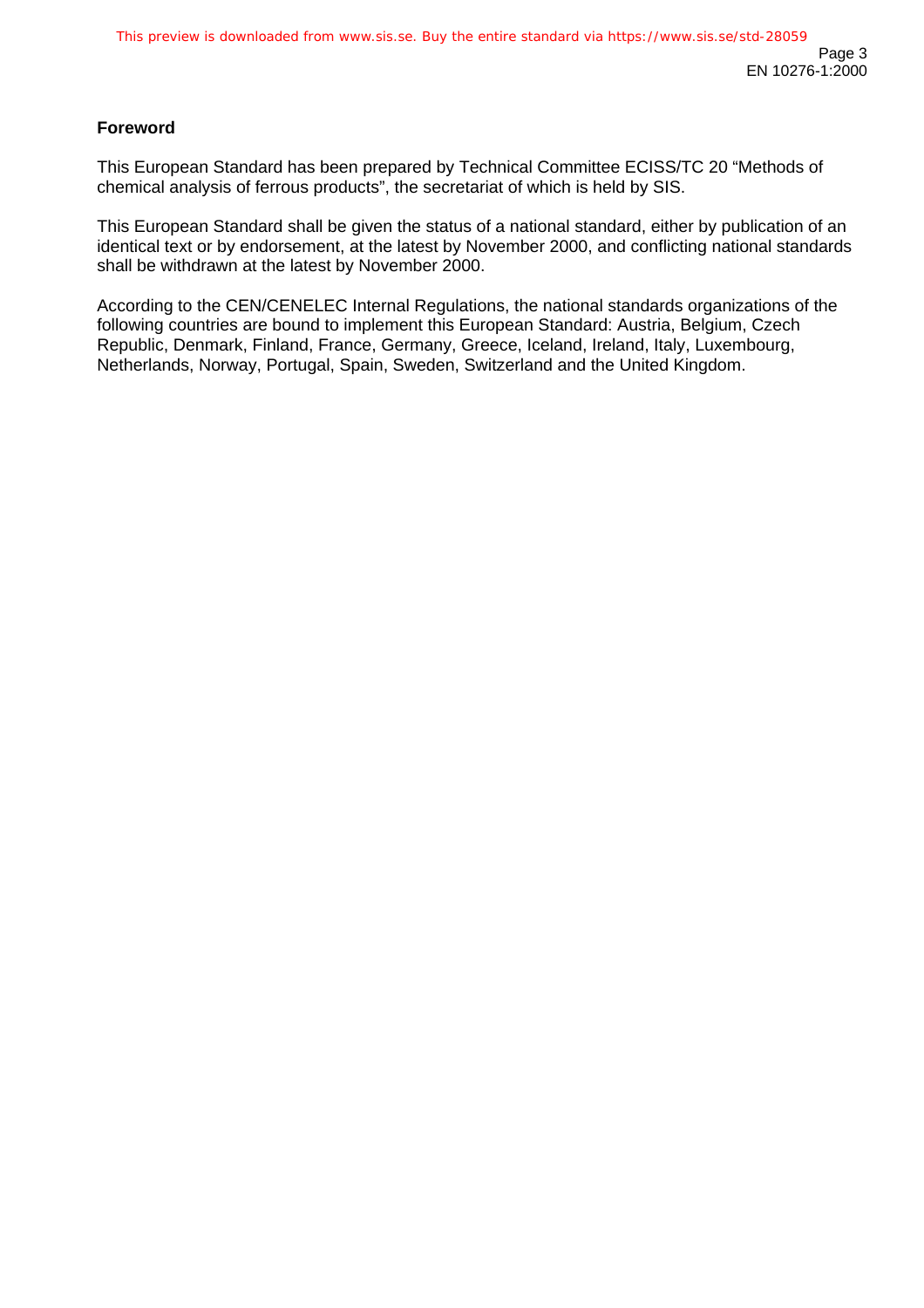## Foreword

This European Standard has been prepared by Technical Committee ECISS/TC 20 "Methods of chemical analysis of ferrous products", the secretariat of which is held by SIS.

This European Standard shall be given the status of a national standard, either by publication of an identical text or by endorsement, at the latest by November 2000, and conflicting national standards shall be withdrawn at the latest by November 2000.

According to the CEN/CENELEC Internal Regulations, the national standards organizations of the following countries are bound to implement this European Standard: Austria, Belgium, Czech Republic, Denmark, Finland, France, Germany, Greece, Iceland, Ireland, Italy, Luxembourg, Netherlands, Norway, Portugal, Spain, Sweden, Switzerland and the United Kingdom.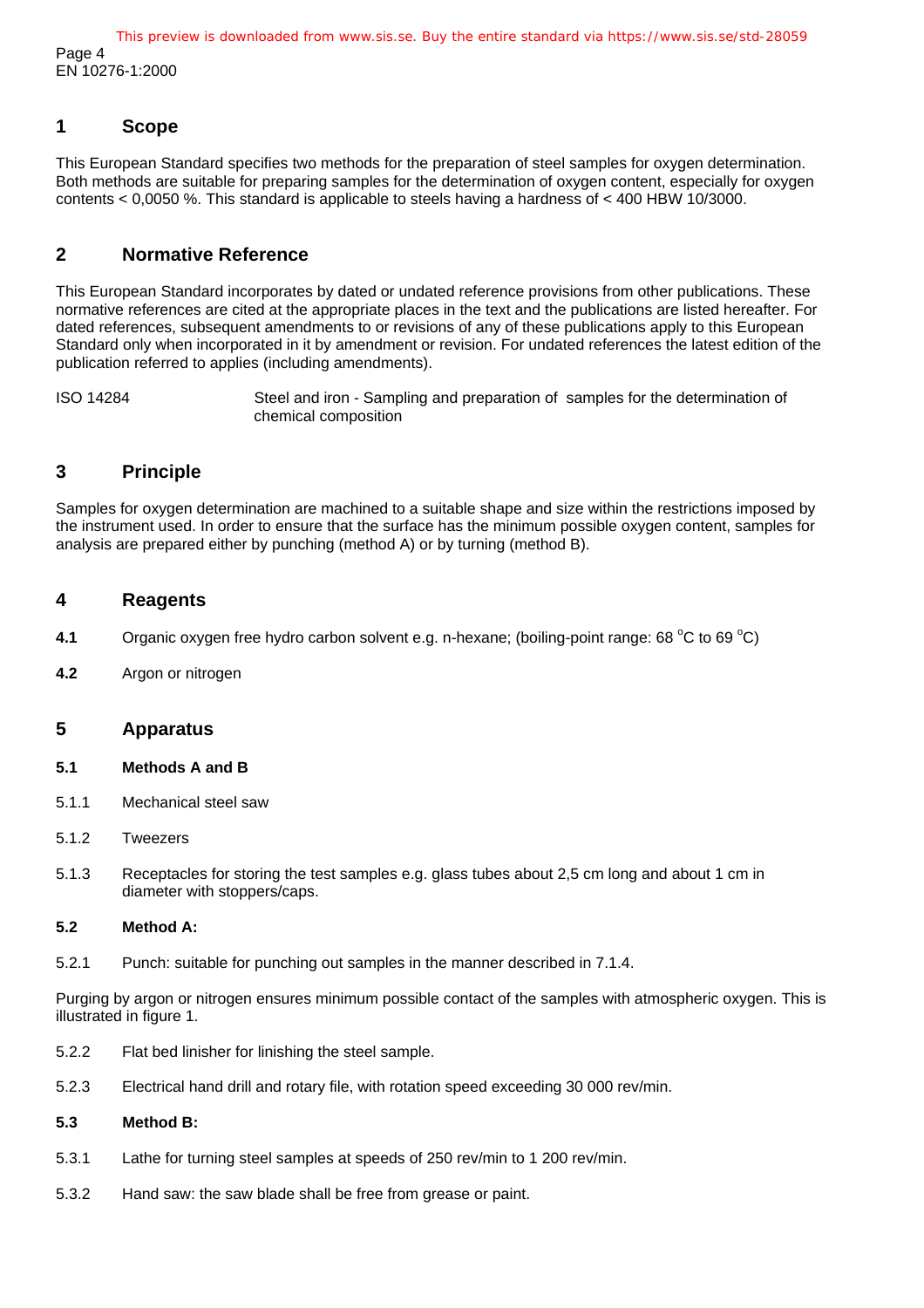## 1 Scope

This European Standard specifies two methods for the preparation of steel samples for oxygen determination. Both methods are suitable for preparing samples for the determination of oxygen content, especially for oxygen contents < 0,0050 %. This standard is applicable to steels having a hardness of < 400 HBW 10/3000.

## 2 Normative Reference

This European Standard incorporates by dated or undated reference provisions from other publications. These normative references are cited at the appropriate places in the text and the publications are listed hereafter. For dated references, subsequent amendments to or revisions of any of these publications apply to this European Standard only when incorporated in it by amendment or revision. For undated references the latest edition of the publication referred to applies (including amendments).

ISO 14284 Steel and iron - Sampling and preparation of samples for the determination of chemical composition

## 3 Principle

Samples for oxygen determination are machined to a suitable shape and size within the restrictions imposed by the instrument used. In order to ensure that the surface has the minimum possible oxygen content, samples for analysis are prepared either by punching (method A) or by turning (method B).

## 4 Reagents

**4.1** Organic oxygen free hydro carbon solvent e.g. n-hexane; (boiling-point range: 68 °C to 69 °C)

**4.2** Argon or nitrogen

## 5 Apparatus

### 5.1 Methods A and B

5.1.1 Mechanical steel saw

5.1.2 Tweezers

5.1.3 Receptacles for storing the test samples e.g. glass tubes about 2,5 cm long and about 1 cm in diameter with stoppers/caps.

### 5.2 Method A:

5.2.1 Punch: suitable for punching out samples in the manner described in 7.1.4.

Purging by argon or nitrogen ensures minimum possible contact of the samples with atmospheric oxygen. This is illustrated in figure 1.

5.2.2 Flat bed linisher for linishing the steel sample.

5.2.3 Electrical hand drill and rotary file, with rotation speed exceeding 30 000 rev/min.

### 5.3 Method B:

5.3.1 Lathe for turning steel samples at speeds of 250 rev/min to 1 200 rev/min.

5.3.2 Hand saw: the saw blade shall be free from grease or paint.